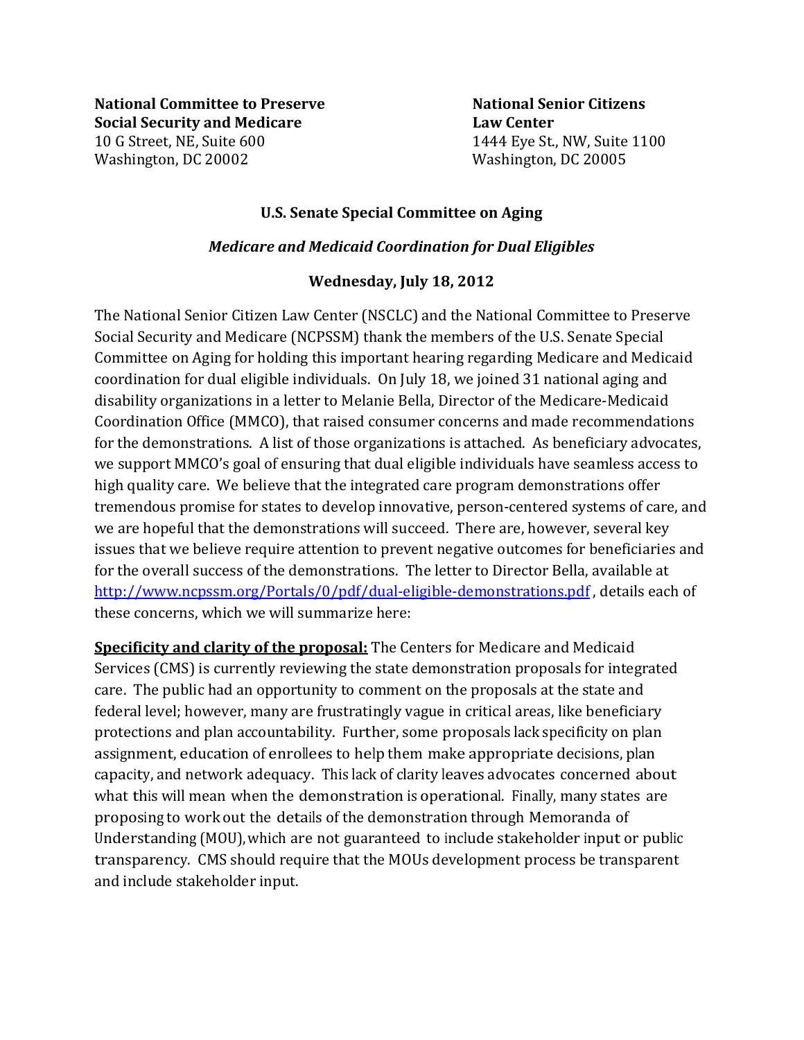**National Committee to Preserve Social Security and Medicare**
10 G Street, NE, Suite 600
Washington, DC 20002

**National Senior Citizens Law Center**
1444 Eye St., NW, Suite 1100
Washington, DC 20005

**U.S. Senate Special Committee on Aging**

***Medicare and Medicaid Coordination for Dual Eligibles***

**Wednesday, July 18, 2012**

The National Senior Citizen Law Center (NSCLC) and the National Committee to Preserve Social Security and Medicare (NCPSSM) thank the members of the U.S. Senate Special Committee on Aging for holding this important hearing regarding Medicare and Medicaid coordination for dual eligible individuals. On July 18, we joined 31 national aging and disability organizations in a letter to Melanie Bella, Director of the Medicare-Medicaid Coordination Office (MMCO), that raised consumer concerns and made recommendations for the demonstrations. A list of those organizations is attached. As beneficiary advocates, we support MMCO's goal of ensuring that dual eligible individuals have seamless access to high quality care. We believe that the integrated care program demonstrations offer tremendous promise for states to develop innovative, person-centered systems of care, and we are hopeful that the demonstrations will succeed. There are, however, several key issues that we believe require attention to prevent negative outcomes for beneficiaries and for the overall success of the demonstrations. The letter to Director Bella, available at http://www.ncpssm.org/Portals/0/pdf/dual-eligible-demonstrations.pdf, details each of these concerns, which we will summarize here:

**Specificity and clarity of the proposal:** The Centers for Medicare and Medicaid Services (CMS) is currently reviewing the state demonstration proposals for integrated care. The public had an opportunity to comment on the proposals at the state and federal level; however, many are frustratingly vague in critical areas, like beneficiary protections and plan accountability. Further, some proposals lack specificity on plan assignment, education of enrollees to help them make appropriate decisions, plan capacity, and network adequacy. This lack of clarity leaves advocates concerned about what this will mean when the demonstration is operational. Finally, many states are proposing to work out the details of the demonstration through Memoranda of Understanding (MOU), which are not guaranteed to include stakeholder input or public transparency. CMS should require that the MOUs development process be transparent and include stakeholder input.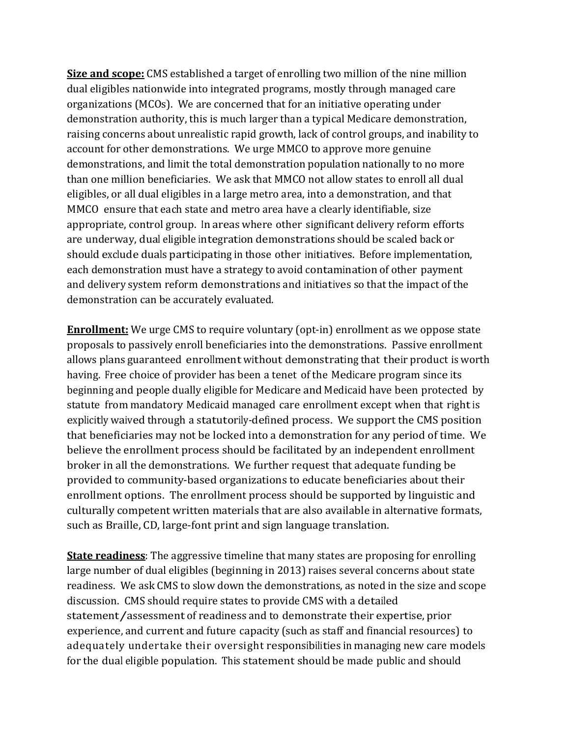**<u>Size and scope:</u>** CMS established a target of enrolling two million of the nine million dual eligibles nationwide into integrated programs, mostly through managed care organizations (MCOs). We are concerned that for an initiative operating under demonstration authority, this is much larger than a typical Medicare demonstration, raising concerns about unrealistic rapid growth, lack of control groups, and inability to account for other demonstrations. We urge MMCO to approve more genuine demonstrations, and limit the total demonstration population nationally to no more than one million beneficiaries. We ask that MMCO not allow states to enroll all dual eligibles, or all dual eligibles in a large metro area, into a demonstration, and that MMCO ensure that each state and metro area have a clearly identifiable, size appropriate, control group. In areas where other significant delivery reform efforts are underway, dual eligible integration demonstrations should be scaled back or should exclude duals participating in those other initiatives. Before implementation, each demonstration must have a strategy to avoid contamination of other payment and delivery system reform demonstrations and initiatives so that the impact of the demonstration can be accurately evaluated.

**<u>Enrollment:</u>** We urge CMS to require voluntary (opt-in) enrollment as we oppose state proposals to passively enroll beneficiaries into the demonstrations. Passive enrollment allows plans guaranteed enrollment without demonstrating that their product is worth having. Free choice of provider has been a tenet of the Medicare program since its beginning and people dually eligible for Medicare and Medicaid have been protected by statute from mandatory Medicaid managed care enrollment except when that right is explicitly waived through a statutorily-defined process. We support the CMS position that beneficiaries may not be locked into a demonstration for any period of time. We believe the enrollment process should be facilitated by an independent enrollment broker in all the demonstrations. We further request that adequate funding be provided to community-based organizations to educate beneficiaries about their enrollment options. The enrollment process should be supported by linguistic and culturally competent written materials that are also available in alternative formats, such as Braille, CD, large-font print and sign language translation.

**<u>State readiness</u>**: The aggressive timeline that many states are proposing for enrolling large number of dual eligibles (beginning in 2013) raises several concerns about state readiness. We ask CMS to slow down the demonstrations, as noted in the size and scope discussion. CMS should require states to provide CMS with a detailed statement/assessment of readiness and to demonstrate their expertise, prior experience, and current and future capacity (such as staff and financial resources) to adequately undertake their oversight responsibilities in managing new care models for the dual eligible population. This statement should be made public and should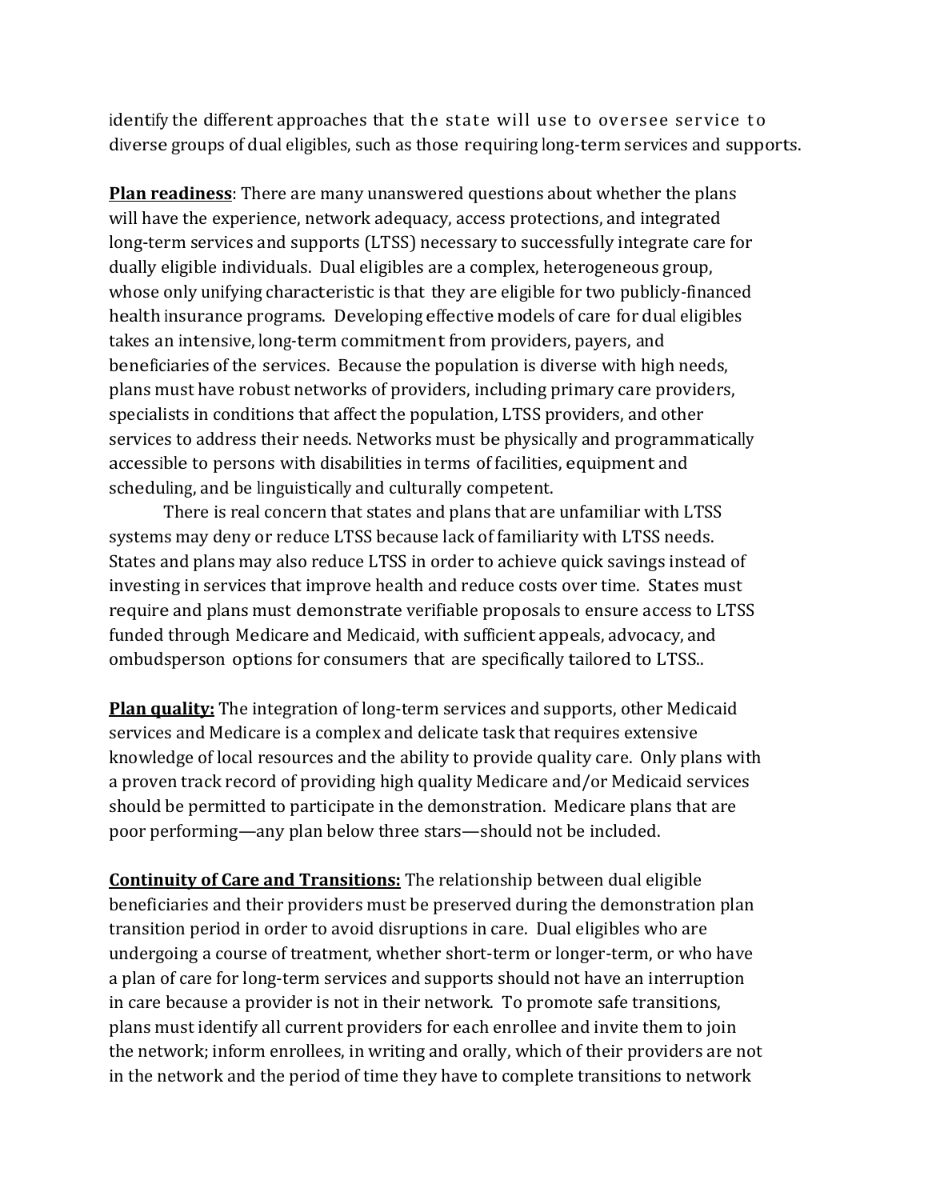identify the different approaches that the state will use to oversee service to diverse groups of dual eligibles, such as those requiring long-term services and supports.

**Plan readiness**: There are many unanswered questions about whether the plans will have the experience, network adequacy, access protections, and integrated long-term services and supports (LTSS) necessary to successfully integrate care for dually eligible individuals. Dual eligibles are a complex, heterogeneous group, whose only unifying characteristic is that they are eligible for two publicly-financed health insurance programs. Developing effective models of care for dual eligibles takes an intensive, long-term commitment from providers, payers, and beneficiaries of the services. Because the population is diverse with high needs, plans must have robust networks of providers, including primary care providers, specialists in conditions that affect the population, LTSS providers, and other services to address their needs. Networks must be physically and programmatically accessible to persons with disabilities in terms of facilities, equipment and scheduling, and be linguistically and culturally competent.

There is real concern that states and plans that are unfamiliar with LTSS systems may deny or reduce LTSS because lack of familiarity with LTSS needs. States and plans may also reduce LTSS in order to achieve quick savings instead of investing in services that improve health and reduce costs over time. States must require and plans must demonstrate verifiable proposals to ensure access to LTSS funded through Medicare and Medicaid, with sufficient appeals, advocacy, and ombudsperson options for consumers that are specifically tailored to LTSS..

**Plan quality:** The integration of long-term services and supports, other Medicaid services and Medicare is a complex and delicate task that requires extensive knowledge of local resources and the ability to provide quality care. Only plans with a proven track record of providing high quality Medicare and/or Medicaid services should be permitted to participate in the demonstration. Medicare plans that are poor performing—any plan below three stars—should not be included.

**Continuity of Care and Transitions:** The relationship between dual eligible beneficiaries and their providers must be preserved during the demonstration plan transition period in order to avoid disruptions in care. Dual eligibles who are undergoing a course of treatment, whether short-term or longer-term, or who have a plan of care for long-term services and supports should not have an interruption in care because a provider is not in their network. To promote safe transitions, plans must identify all current providers for each enrollee and invite them to join the network; inform enrollees, in writing and orally, which of their providers are not in the network and the period of time they have to complete transitions to network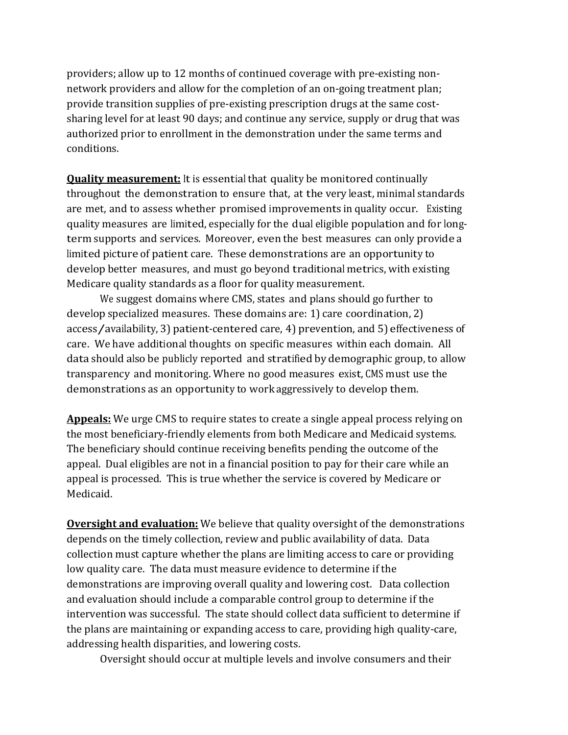providers; allow up to 12 months of continued coverage with pre-existing non-network providers and allow for the completion of an on-going treatment plan; provide transition supplies of pre-existing prescription drugs at the same cost-sharing level for at least 90 days; and continue any service, supply or drug that was authorized prior to enrollment in the demonstration under the same terms and conditions.

**Quality measurement:** It is essential that quality be monitored continually throughout the demonstration to ensure that, at the very least, minimal standards are met, and to assess whether promised improvements in quality occur. Existing quality measures are limited, especially for the dual eligible population and for long-term supports and services. Moreover, even the best measures can only provide a limited picture of patient care. These demonstrations are an opportunity to develop better measures, and must go beyond traditional metrics, with existing Medicare quality standards as a floor for quality measurement.

We suggest domains where CMS, states and plans should go further to develop specialized measures. These domains are: 1) care coordination, 2) access/availability, 3) patient-centered care, 4) prevention, and 5) effectiveness of care. We have additional thoughts on specific measures within each domain. All data should also be publicly reported and stratified by demographic group, to allow transparency and monitoring. Where no good measures exist, CMS must use the demonstrations as an opportunity to work aggressively to develop them.

**Appeals:** We urge CMS to require states to create a single appeal process relying on the most beneficiary-friendly elements from both Medicare and Medicaid systems. The beneficiary should continue receiving benefits pending the outcome of the appeal. Dual eligibles are not in a financial position to pay for their care while an appeal is processed. This is true whether the service is covered by Medicare or Medicaid.

**Oversight and evaluation:** We believe that quality oversight of the demonstrations depends on the timely collection, review and public availability of data. Data collection must capture whether the plans are limiting access to care or providing low quality care. The data must measure evidence to determine if the demonstrations are improving overall quality and lowering cost. Data collection and evaluation should include a comparable control group to determine if the intervention was successful. The state should collect data sufficient to determine if the plans are maintaining or expanding access to care, providing high quality-care, addressing health disparities, and lowering costs.

Oversight should occur at multiple levels and involve consumers and their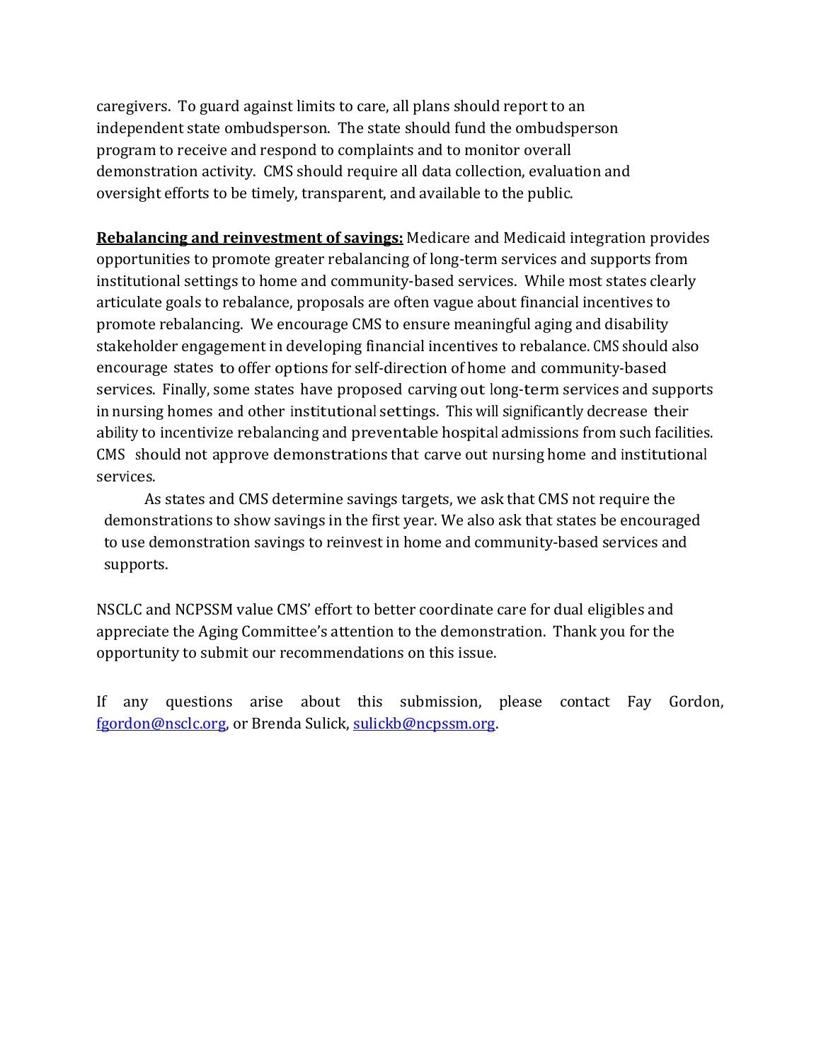caregivers. To guard against limits to care, all plans should report to an independent state ombudsperson. The state should fund the ombudsperson program to receive and respond to complaints and to monitor overall demonstration activity. CMS should require all data collection, evaluation and oversight efforts to be timely, transparent, and available to the public.

**Rebalancing and reinvestment of savings:** Medicare and Medicaid integration provides opportunities to promote greater rebalancing of long-term services and supports from institutional settings to home and community-based services. While most states clearly articulate goals to rebalance, proposals are often vague about financial incentives to promote rebalancing. We encourage CMS to ensure meaningful aging and disability stakeholder engagement in developing financial incentives to rebalance. CMS should also encourage states to offer options for self-direction of home and community-based services. Finally, some states have proposed carving out long-term services and supports in nursing homes and other institutional settings. This will significantly decrease their ability to incentivize rebalancing and preventable hospital admissions from such facilities. CMS should not approve demonstrations that carve out nursing home and institutional services.

As states and CMS determine savings targets, we ask that CMS not require the demonstrations to show savings in the first year. We also ask that states be encouraged to use demonstration savings to reinvest in home and community-based services and supports.

NSCLC and NCPSSM value CMS' effort to better coordinate care for dual eligibles and appreciate the Aging Committee's attention to the demonstration. Thank you for the opportunity to submit our recommendations on this issue.

If any questions arise about this submission, please contact Fay Gordon, fgordon@nsclc.org, or Brenda Sulick, sulickb@ncpssm.org.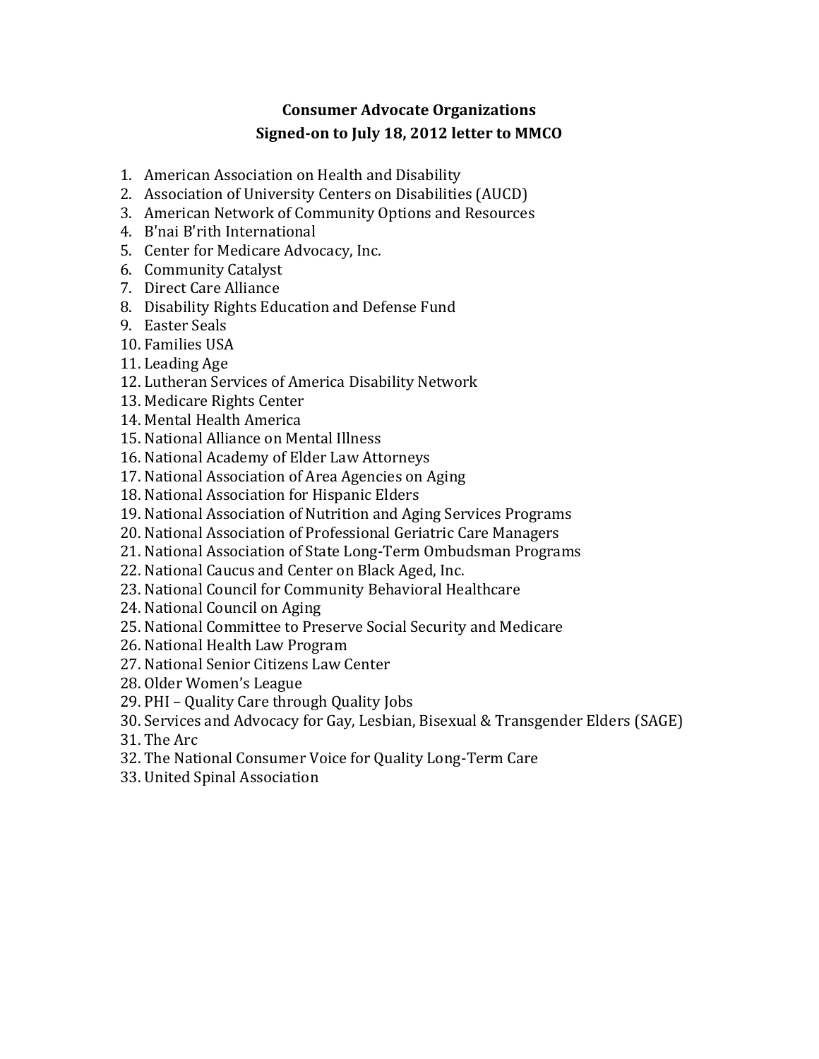## Consumer Advocate Organizations
## Signed-on to July 18, 2012 letter to MMCO

1. American Association on Health and Disability
2. Association of University Centers on Disabilities (AUCD)
3. American Network of Community Options and Resources
4. B'nai B'rith International
5. Center for Medicare Advocacy, Inc.
6. Community Catalyst
7. Direct Care Alliance
8. Disability Rights Education and Defense Fund
9. Easter Seals
10. Families USA
11. Leading Age
12. Lutheran Services of America Disability Network
13. Medicare Rights Center
14. Mental Health America
15. National Alliance on Mental Illness
16. National Academy of Elder Law Attorneys
17. National Association of Area Agencies on Aging
18. National Association for Hispanic Elders
19. National Association of Nutrition and Aging Services Programs
20. National Association of Professional Geriatric Care Managers
21. National Association of State Long-Term Ombudsman Programs
22. National Caucus and Center on Black Aged, Inc.
23. National Council for Community Behavioral Healthcare
24. National Council on Aging
25. National Committee to Preserve Social Security and Medicare
26. National Health Law Program
27. National Senior Citizens Law Center
28. Older Women's League
29. PHI – Quality Care through Quality Jobs
30. Services and Advocacy for Gay, Lesbian, Bisexual & Transgender Elders (SAGE)
31. The Arc
32. The National Consumer Voice for Quality Long-Term Care
33. United Spinal Association